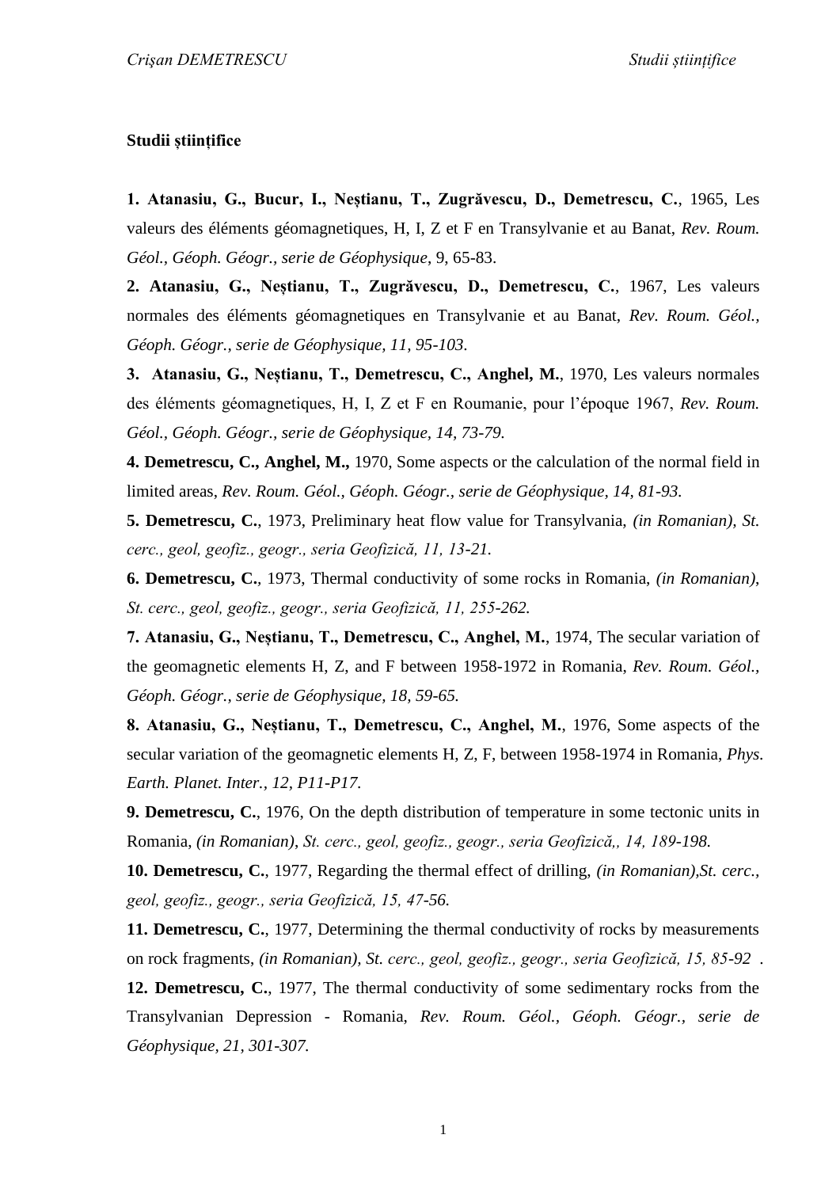**Studii științifice**

**1. Atanasiu, G., Bucur, I., Neștianu, T., Zugrăvescu, D., Demetrescu, C.**, 1965, Les valeurs des éléments géomagnetiques, H, I, Z et F en Transylvanie et au Banat, *Rev. Roum. Géol., Géoph. Géogr., serie de Géophysique*, 9, 65-83.

**2. Atanasiu, G., Neștianu, T., Zugrăvescu, D., Demetrescu, C.**, 1967, Les valeurs normales des éléments géomagnetiques en Transylvanie et au Banat, *Rev. Roum. Géol., Géoph. Géogr., serie de Géophysique, 11, 95-103*.

**3. Atanasiu, G., Neștianu, T., Demetrescu, C., Anghel, M.**, 1970, Les valeurs normales des éléments géomagnetiques, H, I, Z et F en Roumanie, pour l'époque 1967, *Rev. Roum. Géol., Géoph. Géogr., serie de Géophysique, 14, 73-79.*

**4. Demetrescu, C., Anghel, M.,** 1970, Some aspects or the calculation of the normal field in limited areas, *Rev. Roum. Géol., Géoph. Géogr., serie de Géophysique, 14, 81-93.*

**5. Demetrescu, C.**, 1973, Preliminary heat flow value for Transylvania, *(in Romanian), St. cerc., geol, geofiz., geogr., seria Geofizică, 11, 13-21.*

**6. Demetrescu, C.**, 1973, Thermal conductivity of some rocks in Romania, *(in Romanian), St. cerc., geol, geofiz., geogr., seria Geofizică, 11, 255-262.*

**7. Atanasiu, G., Neștianu, T., Demetrescu, C., Anghel, M.**, 1974, The secular variation of the geomagnetic elements H, Z, and F between 1958-1972 in Romania, *Rev. Roum. Géol., Géoph. Géogr., serie de Géophysique, 18, 59-65.*

**8. Atanasiu, G., Neștianu, T., Demetrescu, C., Anghel, M.**, 1976, Some aspects of the secular variation of the geomagnetic elements H, Z, F, between 1958-1974 in Romania, *Phys. Earth. Planet. Inter., 12, P11-P17.*

**9. Demetrescu, C.**, 1976, On the depth distribution of temperature in some tectonic units in Romania, *(in Romanian)*, *St. cerc., geol, geofiz., geogr., seria Geofizică,, 14, 189-198.*

**10. Demetrescu, C.**, 1977, Regarding the thermal effect of drilling, *(in Romanian),St. cerc., geol, geofiz., geogr., seria Geofizică, 15, 47-56.*

**11. Demetrescu, C.**, 1977, Determining the thermal conductivity of rocks by measurements on rock fragments, *(in Romanian), St. cerc., geol, geofiz., geogr., seria Geofizică, 15, 85-92* .

**12. Demetrescu, C.**, 1977, The thermal conductivity of some sedimentary rocks from the Transylvanian Depression - Romania, *Rev. Roum. Géol., Géoph. Géogr., serie de Géophysique, 21, 301-307.*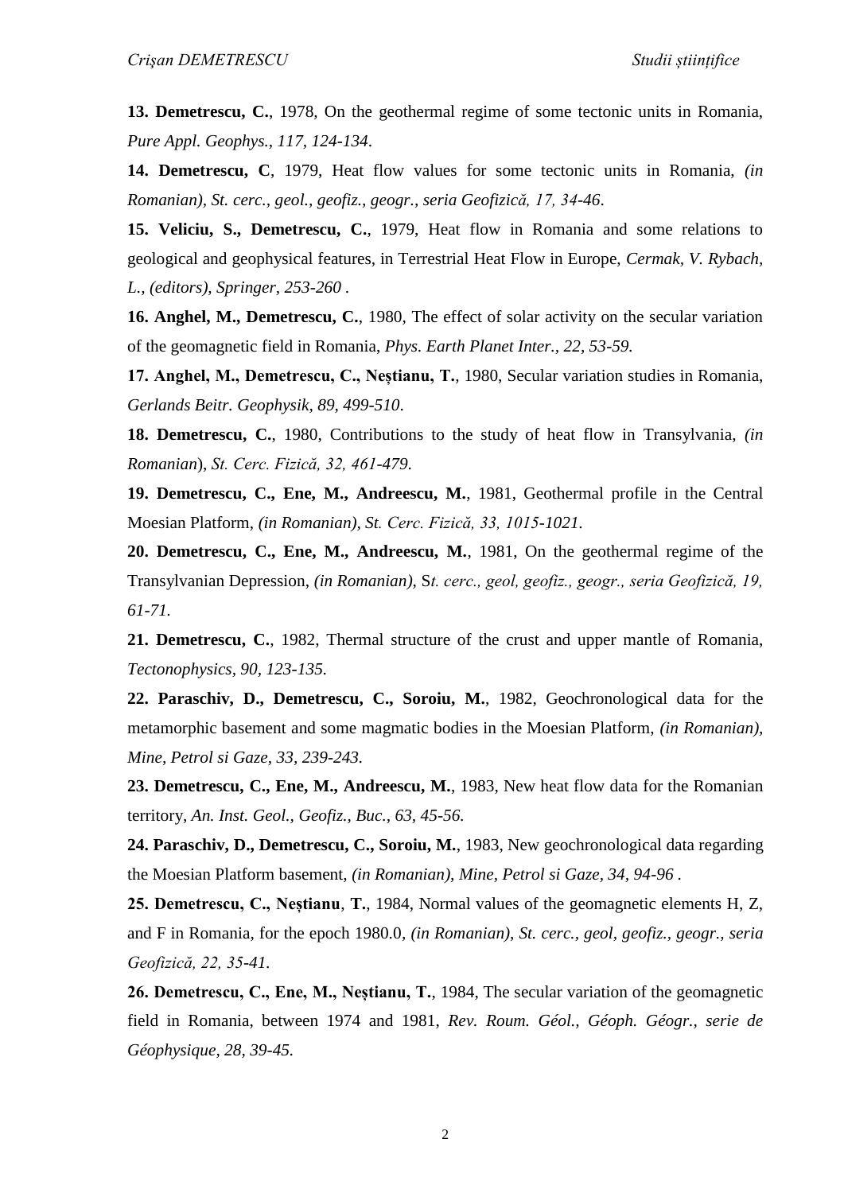**13. Demetrescu, C.**, 1978, On the geothermal regime of some tectonic units in Romania, *Pure Appl. Geophys., 117, 124-134*.

**14. Demetrescu, C**, 1979, Heat flow values for some tectonic units in Romania, *(in Romanian), St. cerc., geol., geofiz., geogr., seria Geofizică, 17, 34-46*.

**15. Veliciu, S., Demetrescu, C.**, 1979, Heat flow in Romania and some relations to geological and geophysical features, in Terrestrial Heat Flow in Europe, *Cermak, V. Rybach, L., (editors), Springer, 253-260* .

**16. Anghel, M., Demetrescu, C.**, 1980, The effect of solar activity on the secular variation of the geomagnetic field in Romania, *Phys. Earth Planet Inter., 22, 53-59.*

**17. Anghel, M., Demetrescu, C., Neștianu, T.**, 1980, Secular variation studies in Romania, *Gerlands Beitr. Geophysik, 89, 499-510*.

**18. Demetrescu, C.**, 1980, Contributions to the study of heat flow in Transylvania, *(in Romanian*), *St. Cerc. Fizică, 32, 461-479*.

**19. Demetrescu, C., Ene, M., Andreescu, M.**, 1981, Geothermal profile in the Central Moesian Platform, *(in Romanian), St. Cerc. Fizică, 33, 1015-1021.*

**20. Demetrescu, C., Ene, M., Andreescu, M.**, 1981, On the geothermal regime of the Transylvanian Depression, *(in Romanian),* S*t. cerc., geol, geofiz., geogr., seria Geofizică, 19, 61-71.*

**21. Demetrescu, C.**, 1982, Thermal structure of the crust and upper mantle of Romania, *Tectonophysics, 90, 123-135.*

**22. Paraschiv, D., Demetrescu, C., Soroiu, M.**, 1982, Geochronological data for the metamorphic basement and some magmatic bodies in the Moesian Platform, *(in Romanian), Mine, Petrol si Gaze, 33, 239-243.*

**23. Demetrescu, C., Ene, M., Andreescu, M.**, 1983, New heat flow data for the Romanian territory, *An. Inst. Geol., Geofiz., Buc., 63, 45-56.*

**24. Paraschiv, D., Demetrescu, C., Soroiu, M.**, 1983, New geochronological data regarding the Moesian Platform basement, *(in Romanian), Mine, Petrol si Gaze, 34, 94-96* .

**25. Demetrescu, C., Neștianu, T.**, 1984, Normal values of the geomagnetic elements H, Z, and F in Romania, for the epoch 1980.0, *(in Romanian), St. cerc., geol, geofiz., geogr., seria Geofizică, 22, 35-41.*

**26. Demetrescu, C., Ene, M., Neștianu, T.**, 1984, The secular variation of the geomagnetic field in Romania, between 1974 and 1981, *Rev. Roum. Géol., Géoph. Géogr., serie de Géophysique, 28, 39-45.*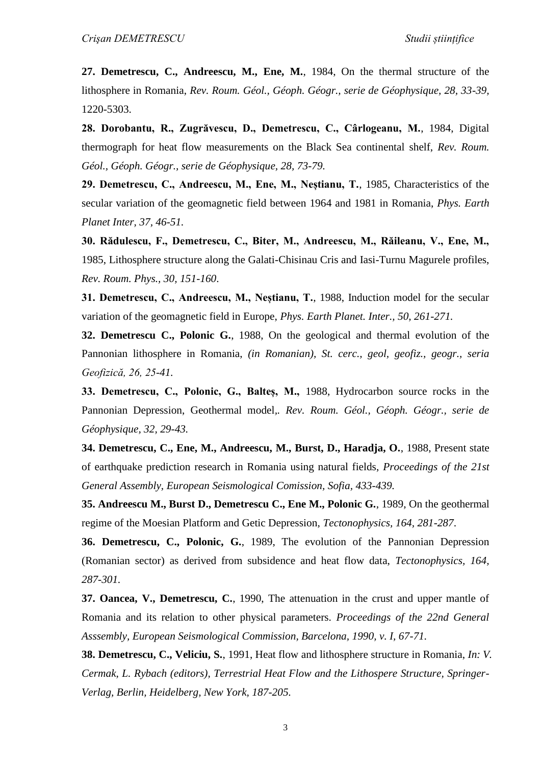**27. Demetrescu, C., Andreescu, M., Ene, M.**, 1984, On the thermal structure of the lithosphere in Romania, *Rev. Roum. Géol., Géoph. Géogr., serie de Géophysique, 28, 33-39,* 1220-5303.

**28. Dorobantu, R., Zugrăvescu, D., Demetrescu, C., Cârlogeanu, M.**, 1984, Digital thermograph for heat flow measurements on the Black Sea continental shelf, *Rev. Roum. Géol., Géoph. Géogr., serie de Géophysique, 28, 73-79.*

**29. Demetrescu, C., Andreescu, M., Ene, M., Neștianu, T.**, 1985, Characteristics of the secular variation of the geomagnetic field between 1964 and 1981 in Romania, *Phys. Earth Planet Inter, 37, 46-51.*

**30. Rădulescu, F., Demetrescu, C., Biter, M., Andreescu, M., Răileanu, V., Ene, M.,** 1985, Lithosphere structure along the Galati-Chisinau Cris and Iasi-Turnu Magurele profiles, *Rev. Roum. Phys., 30, 151-160*.

**31. Demetrescu, C., Andreescu, M., Neștianu, T.**, 1988, Induction model for the secular variation of the geomagnetic field in Europe, *Phys. Earth Planet. Inter., 50, 261-271.*

**32. Demetrescu C., Polonic G.**, 1988, On the geological and thermal evolution of the Pannonian lithosphere in Romania, *(in Romanian), St. cerc., geol, geofiz., geogr., seria Geofizică, 26, 25-41.*

**33. Demetrescu, C., Polonic, G., Balteș, M.,** 1988, Hydrocarbon source rocks in the Pannonian Depression, Geothermal model,*. Rev. Roum. Géol., Géoph. Géogr., serie de Géophysique, 32, 29-43.*

**34. Demetrescu, C., Ene, M., Andreescu, M., Burst, D., Haradja, O.**, 1988, Present state of earthquake prediction research in Romania using natural fields, *Proceedings of the 21st General Assembly, European Seismological Comission, Sofia, 433-439.*

**35. Andreescu M., Burst D., Demetrescu C., Ene M., Polonic G.**, 1989, On the geothermal regime of the Moesian Platform and Getic Depression, *Tectonophysics, 164, 281-287*.

**36. Demetrescu, C., Polonic, G.**, 1989, The evolution of the Pannonian Depression (Romanian sector) as derived from subsidence and heat flow data, *Tectonophysics, 164, 287-301.*

**37. Oancea, V., Demetrescu, C.**, 1990, The attenuation in the crust and upper mantle of Romania and its relation to other physical parameters. *Proceedings of the 22nd General Asssembly, European Seismological Commission, Barcelona, 1990, v. I, 67-71.*

**38. Demetrescu, C., Veliciu, S.**, 1991, Heat flow and lithosphere structure in Romania, *In: V. Cermak, L. Rybach (editors), Terrestrial Heat Flow and the Lithospere Structure, Springer-Verlag, Berlin, Heidelberg, New York, 187-205.*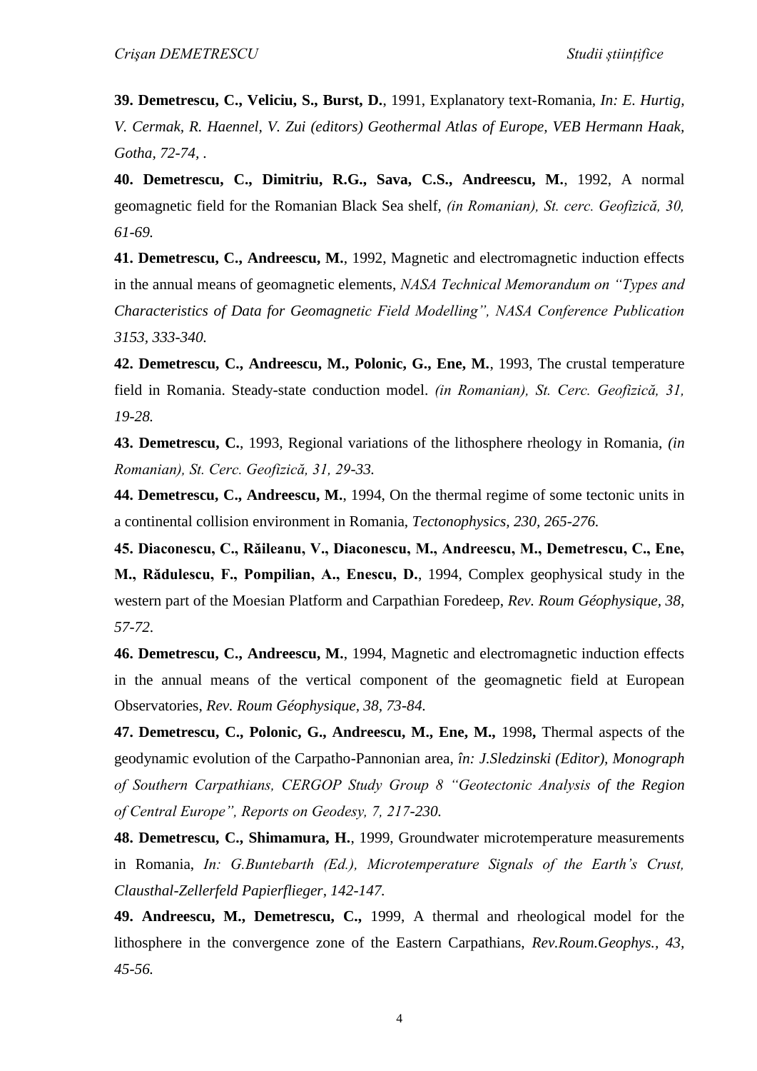**39. Demetrescu, C., Veliciu, S., Burst, D.**, 1991, Explanatory text-Romania, *In: E. Hurtig, V. Cermak, R. Haennel, V. Zui (editors) Geothermal Atlas of Europe, VEB Hermann Haak, Gotha, 72-74, .*

**40. Demetrescu, C., Dimitriu, R.G., Sava, C.S., Andreescu, M.**, 1992, A normal geomagnetic field for the Romanian Black Sea shelf, *(in Romanian), St. cerc. Geofizică, 30, 61-69.*

**41. Demetrescu, C., Andreescu, M.**, 1992, Magnetic and electromagnetic induction effects in the annual means of geomagnetic elements, *NASA Technical Memorandum on "Types and Characteristics of Data for Geomagnetic Field Modelling", NASA Conference Publication 3153, 333-340.*

**42. Demetrescu, C., Andreescu, M., Polonic, G., Ene, M.**, 1993, The crustal temperature field in Romania. Steady-state conduction model. *(in Romanian), St. Cerc. Geofizică, 31, 19-28.*

**43. Demetrescu, C.**, 1993, Regional variations of the lithosphere rheology in Romania, *(in Romanian), St. Cerc. Geofizică, 31, 29-33.*

**44. Demetrescu, C., Andreescu, M.**, 1994, On the thermal regime of some tectonic units in a continental collision environment in Romania, *Tectonophysics, 230, 265-276.*

**45. Diaconescu, C., Răileanu, V., Diaconescu, M., Andreescu, M., Demetrescu, C., Ene, M., Rădulescu, F., Pompilian, A., Enescu, D.**, 1994, Complex geophysical study in the western part of the Moesian Platform and Carpathian Foredeep, *Rev. Roum Géophysique, 38, 57-72*.

**46. Demetrescu, C., Andreescu, M.**, 1994, Magnetic and electromagnetic induction effects in the annual means of the vertical component of the geomagnetic field at European Observatories, *Rev. Roum Géophysique, 38, 73-84.*

**47. Demetrescu, C., Polonic, G., Andreescu, M., Ene, M.,** 1998**,** Thermal aspects of the geodynamic evolution of the Carpatho-Pannonian area, *în: J.Sledzinski (Editor), Monograph of Southern Carpathians, CERGOP Study Group 8 "Geotectonic Analysis of the Region of Central Europe", Reports on Geodesy, 7, 217-230.*

**48. Demetrescu, C., Shimamura, H.**, 1999, Groundwater microtemperature measurements in Romania, *In: G.Buntebarth (Ed.), Microtemperature Signals of the Earth's Crust, Clausthal-Zellerfeld Papierflieger, 142-147.*

**49. Andreescu, M., Demetrescu, C.,** 1999, A thermal and rheological model for the lithosphere in the convergence zone of the Eastern Carpathians, *Rev.Roum.Geophys., 43, 45-56.*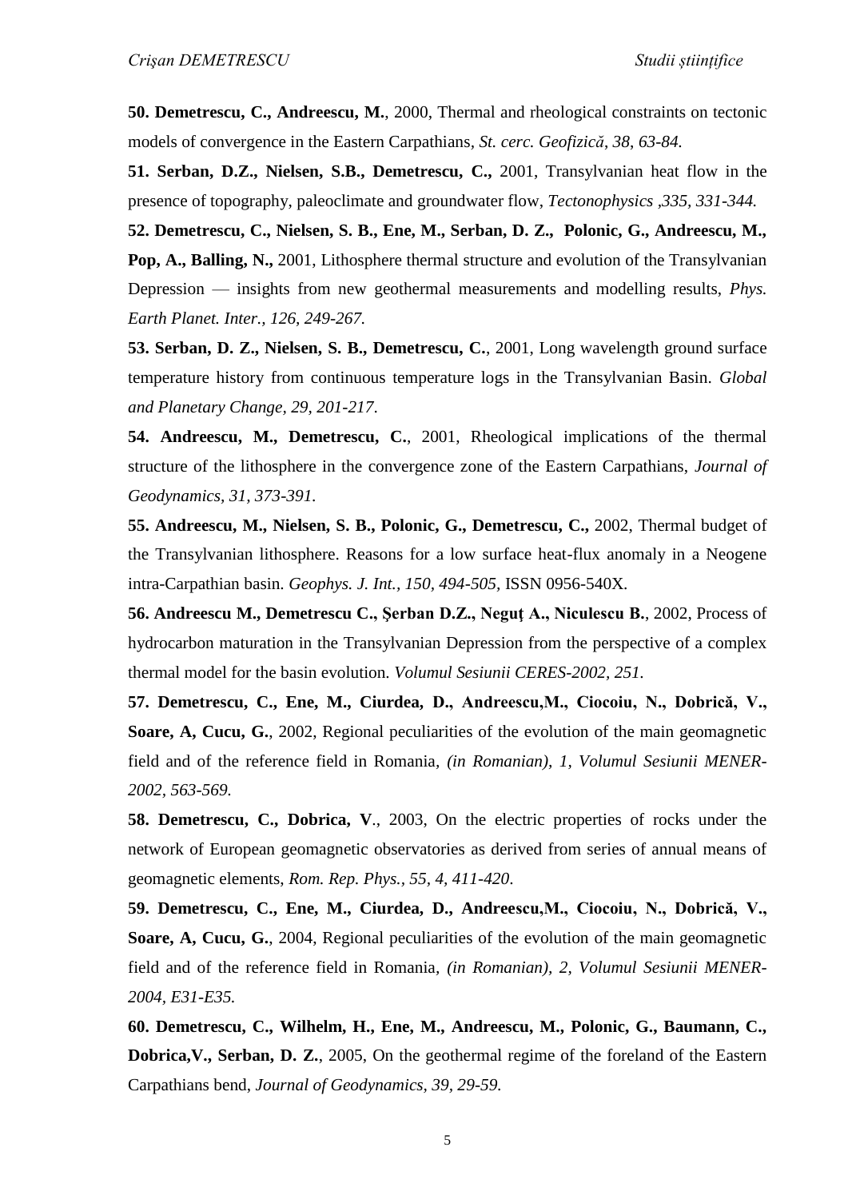**50. Demetrescu, C., Andreescu, M.**, 2000, Thermal and rheological constraints on tectonic models of convergence in the Eastern Carpathians, *St. cerc. Geofizică*, *38*, *63-84.*

**51. Serban, D.Z., Nielsen, S.B., Demetrescu, C.,** 2001, Transylvanian heat flow in the presence of topography, paleoclimate and groundwater flow, *Tectonophysics ,335, 331-344.*

**52. Demetrescu, C., Nielsen, S. B., Ene, M., Serban, D. Z., Polonic, G., Andreescu, M., Pop, A., Balling, N.,** 2001, Lithosphere thermal structure and evolution of the Transylvanian Depression — insights from new geothermal measurements and modelling results, *Phys. Earth Planet. Inter., 126, 249-267.*

**53. Serban, D. Z., Nielsen, S. B., Demetrescu, C.**, 2001, Long wavelength ground surface temperature history from continuous temperature logs in the Transylvanian Basin. *Global and Planetary Change, 29, 201-217*.

**54. Andreescu, M., Demetrescu, C.**, 2001, Rheological implications of the thermal structure of the lithosphere in the convergence zone of the Eastern Carpathians, *Journal of Geodynamics, 31, 373-391.*

**55. Andreescu, M., Nielsen, S. B., Polonic, G., Demetrescu, C.,** 2002, Thermal budget of the Transylvanian lithosphere. Reasons for a low surface heat-flux anomaly in a Neogene intra-Carpathian basin. *Geophys. J. Int., 150, 494-505,* ISSN 0956-540X.

**56. Andreescu M., Demetrescu C., Şerban D.Z., Neguţ A., Niculescu B.**, 2002, Process of hydrocarbon maturation in the Transylvanian Depression from the perspective of a complex thermal model for the basin evolution. *Volumul Sesiunii CERES-2002, 251.*

**57. Demetrescu, C., Ene, M., Ciurdea, D., Andreescu,M., Ciocoiu, N., Dobrică, V., Soare, A, Cucu, G.**, 2002, Regional peculiarities of the evolution of the main geomagnetic field and of the reference field in Romania*, (in Romanian), 1, Volumul Sesiunii MENER-2002, 563-569.*

**58. Demetrescu, C., Dobrica, V**., 2003, On the electric properties of rocks under the network of European geomagnetic observatories as derived from series of annual means of geomagnetic elements, *Rom. Rep. Phys., 55, 4, 411-420*.

**59. Demetrescu, C., Ene, M., Ciurdea, D., Andreescu,M., Ciocoiu, N., Dobrică, V., Soare, A, Cucu, G.**, 2004, Regional peculiarities of the evolution of the main geomagnetic field and of the reference field in Romania*, (in Romanian), 2, Volumul Sesiunii MENER-2004, E31-E35.*

**60. Demetrescu, C., Wilhelm, H., Ene, M., Andreescu, M., Polonic, G., Baumann, C., Dobrica,V., Serban, D. Z.**, 2005, On the geothermal regime of the foreland of the Eastern Carpathians bend, *Journal of Geodynamics, 39, 29-59.*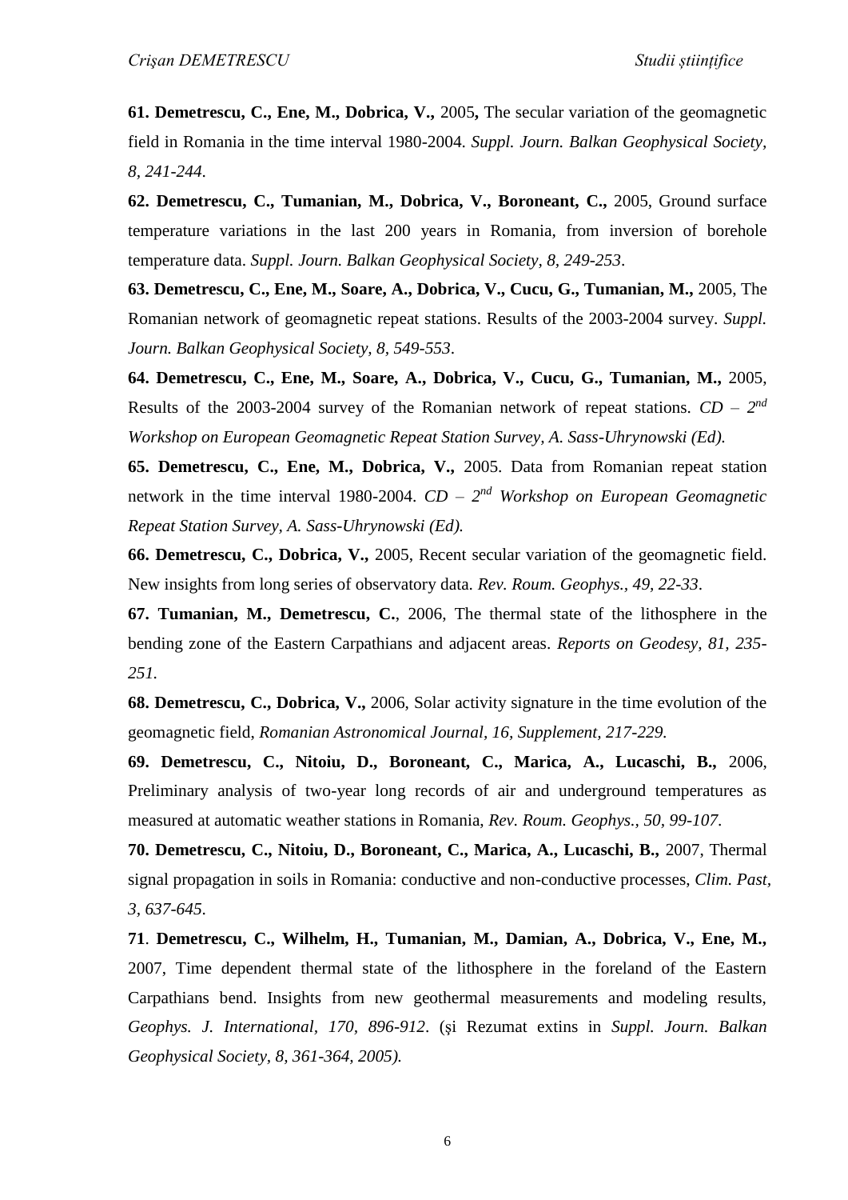**61. Demetrescu, C., Ene, M., Dobrica, V.,** 2005**,** The secular variation of the geomagnetic field in Romania in the time interval 1980-2004. *Suppl. Journ. Balkan Geophysical Society, 8, 241-244.*

**62. Demetrescu, C., Tumanian, M., Dobrica, V., Boroneant, C.,** 2005, Ground surface temperature variations in the last 200 years in Romania, from inversion of borehole temperature data. *Suppl. Journ. Balkan Geophysical Society, 8, 249-253*.

**63. Demetrescu, C., Ene, M., Soare, A., Dobrica, V., Cucu, G., Tumanian, M.,** 2005, The Romanian network of geomagnetic repeat stations. Results of the 2003-2004 survey. *Suppl. Journ. Balkan Geophysical Society, 8, 549-553*.

**64. Demetrescu, C., Ene, M., Soare, A., Dobrica, V., Cucu, G., Tumanian, M.,** 2005, Results of the 2003-2004 survey of the Romanian network of repeat stations. *CD – 2nd Workshop on European Geomagnetic Repeat Station Survey, A. Sass-Uhrynowski (Ed).*

**65. Demetrescu, C., Ene, M., Dobrica, V.,** 2005. Data from Romanian repeat station network in the time interval 1980-2004. *CD – 2nd Workshop on European Geomagnetic Repeat Station Survey, A. Sass-Uhrynowski (Ed).*

**66. Demetrescu, C., Dobrica, V.,** 2005, Recent secular variation of the geomagnetic field. New insights from long series of observatory data. *Rev. Roum. Geophys., 49, 22-33*.

**67. Tumanian, M., Demetrescu, C.**, 2006, The thermal state of the lithosphere in the bending zone of the Eastern Carpathians and adjacent areas. *Reports on Geodesy, 81, 235-251.*

**68. Demetrescu, C., Dobrica, V.,** 2006, Solar activity signature in the time evolution of the geomagnetic field, *Romanian Astronomical Journal, 16, Supplement, 217-229.*

**69. Demetrescu, C., Nitoiu, D., Boroneant, C., Marica, A., Lucaschi, B.,** 2006, Preliminary analysis of two-year long records of air and underground temperatures as measured at automatic weather stations in Romania, *Rev. Roum. Geophys., 50, 99-107.*

**70. Demetrescu, C., Nitoiu, D., Boroneant, C., Marica, A., Lucaschi, B.,** 2007, Thermal signal propagation in soils in Romania: conductive and non-conductive processes, *Clim. Past, 3, 637-645*.

**71**. **Demetrescu, C., Wilhelm, H., Tumanian, M., Damian, A., Dobrica, V., Ene, M.,** 2007, Time dependent thermal state of the lithosphere in the foreland of the Eastern Carpathians bend. Insights from new geothermal measurements and modeling results, *Geophys. J. International, 170, 896-912*. (şi Rezumat extins in *Suppl. Journ. Balkan Geophysical Society, 8, 361-364, 2005).*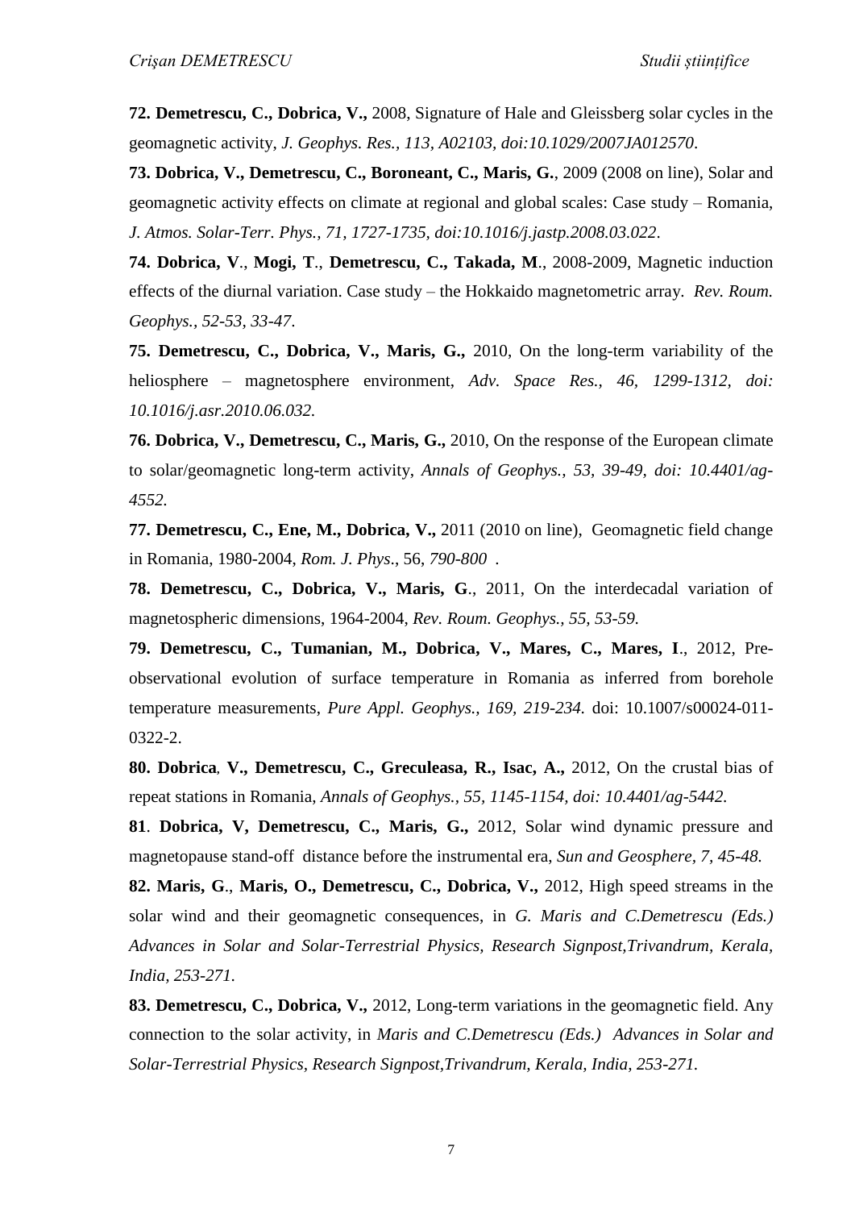**72. Demetrescu, C., Dobrica, V.,** 2008, Signature of Hale and Gleissberg solar cycles in the geomagnetic activity, *J. Geophys. Res., 113, A02103, doi:10.1029/2007JA012570*.

**73. Dobrica, V., Demetrescu, C., Boroneant, C., Maris, G.**, 2009 (2008 on line), Solar and geomagnetic activity effects on climate at regional and global scales: Case study – Romania, *J. Atmos. Solar-Terr. Phys., 71, 1727-1735, doi:10.1016/j.jastp.2008.03.022*.

**74. Dobrica, V**., **Mogi, T**., **Demetrescu, C., Takada, M**., 2008-2009, Magnetic induction effects of the diurnal variation. Case study – the Hokkaido magnetometric array. *Rev. Roum. Geophys., 52-53, 33-47*.

**75. Demetrescu, C., Dobrica, V., Maris, G.,** 2010, On the long-term variability of the heliosphere – magnetosphere environment, *Adv. Space Res., 46, 1299-1312, doi: 10.1016/j.asr.2010.06.032.*

**76. Dobrica, V., Demetrescu, C., Maris, G.,** 2010, On the response of the European climate to solar/geomagnetic long-term activity, *Annals of Geophys., 53, 39-49, doi: 10.4401/ag-4552.*

**77. Demetrescu, C., Ene, M., Dobrica, V.,** 2011 (2010 on line), Geomagnetic field change in Romania, 1980-2004, *Rom. J. Phys*., 56, *790-800* .

**78. Demetrescu, C., Dobrica, V., Maris, G**., 2011, On the interdecadal variation of magnetospheric dimensions, 1964-2004, *Rev. Roum. Geophys., 55, 53-59.*

**79. Demetrescu, C., Tumanian, M., Dobrica, V., Mares, C., Mares, I**., 2012, Pre-observational evolution of surface temperature in Romania as inferred from borehole temperature measurements, *Pure Appl. Geophys., 169, 219-234.* doi: 10.1007/s00024-011-0322-2.

**80. Dobrica**, **V., Demetrescu, C., Greculeasa, R., Isac, A.,** 2012, On the crustal bias of repeat stations in Romania, *Annals of Geophys., 55, 1145-1154, doi: 10.4401/ag-5442.*

**81**. **Dobrica, V, Demetrescu, C., Maris, G.,** 2012, Solar wind dynamic pressure and magnetopause stand-off distance before the instrumental era, *Sun and Geosphere, 7, 45-48.*

**82. Maris, G**., **Maris, O., Demetrescu, C., Dobrica, V.,** 2012, High speed streams in the solar wind and their geomagnetic consequences, in *G. Maris and C.Demetrescu (Eds.) Advances in Solar and Solar-Terrestrial Physics, Research Signpost,Trivandrum, Kerala, India, 253-271.*

**83. Demetrescu, C., Dobrica, V.,** 2012, Long-term variations in the geomagnetic field. Any connection to the solar activity, in *Maris and C.Demetrescu (Eds.) Advances in Solar and Solar-Terrestrial Physics, Research Signpost,Trivandrum, Kerala, India, 253-271.*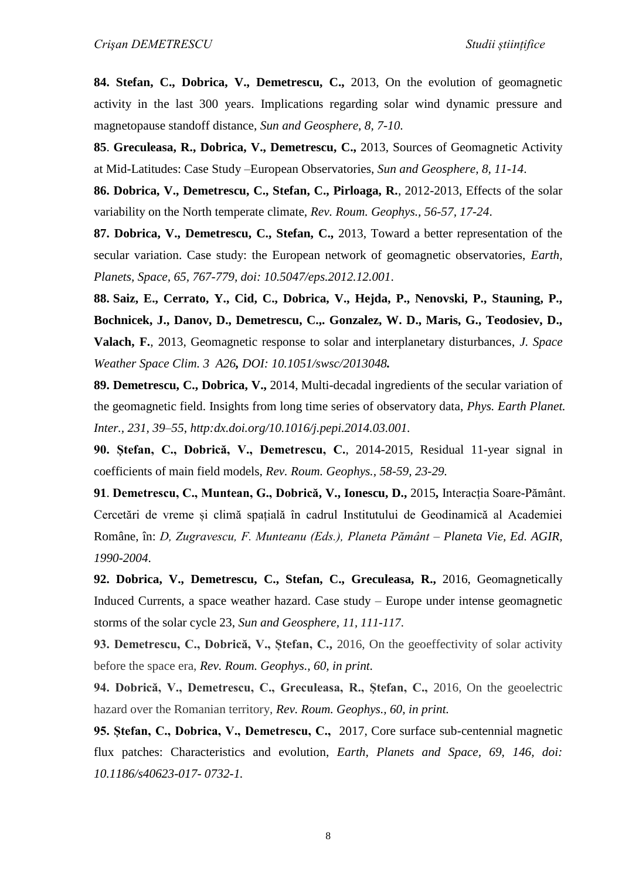**84. Stefan, C., Dobrica, V., Demetrescu, C.,** 2013, On the evolution of geomagnetic activity in the last 300 years. Implications regarding solar wind dynamic pressure and magnetopause standoff distance, *Sun and Geosphere, 8, 7-10*.

**85**. **Greculeasa, R., Dobrica, V., Demetrescu, C.,** 2013, Sources of Geomagnetic Activity at Mid-Latitudes: Case Study –European Observatories, *Sun and Geosphere, 8, 11-14*.

**86. Dobrica, V., Demetrescu, C., Stefan, C., Pirloaga, R.**, 2012-2013, Effects of the solar variability on the North temperate climate, *Rev. Roum. Geophys., 56-57, 17-24*.

**87. Dobrica, V., Demetrescu, C., Stefan, C.,** 2013, Toward a better representation of the secular variation. Case study: the European network of geomagnetic observatories, *Earth, Planets, Space, 65, 767-779, doi: 10.5047/eps.2012.12.001*.

**88. Saiz, E., Cerrato, Y., Cid, C., Dobrica, V., Hejda, P., Nenovski, P., Stauning, P., Bochnicek, J., Danov, D., Demetrescu, C.,. Gonzalez, W. D., Maris, G., Teodosiev, D., Valach, F.**, 2013, Geomagnetic response to solar and interplanetary disturbances, *J. Space Weather Space Clim. 3 A26***,** *DOI: 10.1051/swsc/2013048***.**

**89. Demetrescu, C., Dobrica, V.,** 2014, Multi-decadal ingredients of the secular variation of the geomagnetic field. Insights from long time series of observatory data, *Phys. Earth Planet. Inter., 231, 39–55, http:dx.doi.org/10.1016/j.pepi.2014.03.001.*

**90. Ștefan, C., Dobrică, V., Demetrescu, C.**, 2014-2015, Residual 11-year signal in coefficients of main field models, *Rev. Roum. Geophys., 58-59, 23-29.*

**91**. **Demetrescu, C., Muntean, G., Dobrică, V., Ionescu, D.,** 2015**,** Interacția Soare-Pământ. Cercetări de vreme și climă spațială în cadrul Institutului de Geodinamică al Academiei Române, în: *D, Zugravescu, F. Munteanu (Eds.), Planeta Pământ – Planeta Vie, Ed. AGIR, 1990-2004*.

**92. Dobrica, V., Demetrescu, C., Stefan, C., Greculeasa, R.,** 2016, Geomagnetically Induced Currents, a space weather hazard. Case study – Europe under intense geomagnetic storms of the solar cycle 23, *Sun and Geosphere, 11, 111-117*.

**93. Demetrescu, C., Dobrică, V., Ștefan, C.,** 2016, On the geoeffectivity of solar activity before the space era, *Rev. Roum. Geophys., 60, in print.*

**94. Dobrică, V., Demetrescu, C., Greculeasa, R., Ştefan, C.,** 2016, On the geoelectric hazard over the Romanian territory, *Rev. Roum. Geophys., 60, in print.*

**95. Ștefan, C., Dobrica, V., Demetrescu, C.,** 2017, Core surface sub-centennial magnetic flux patches: Characteristics and evolution, *Earth, Planets and Space, 69, 146, doi: 10.1186/s40623-017- 0732-1.*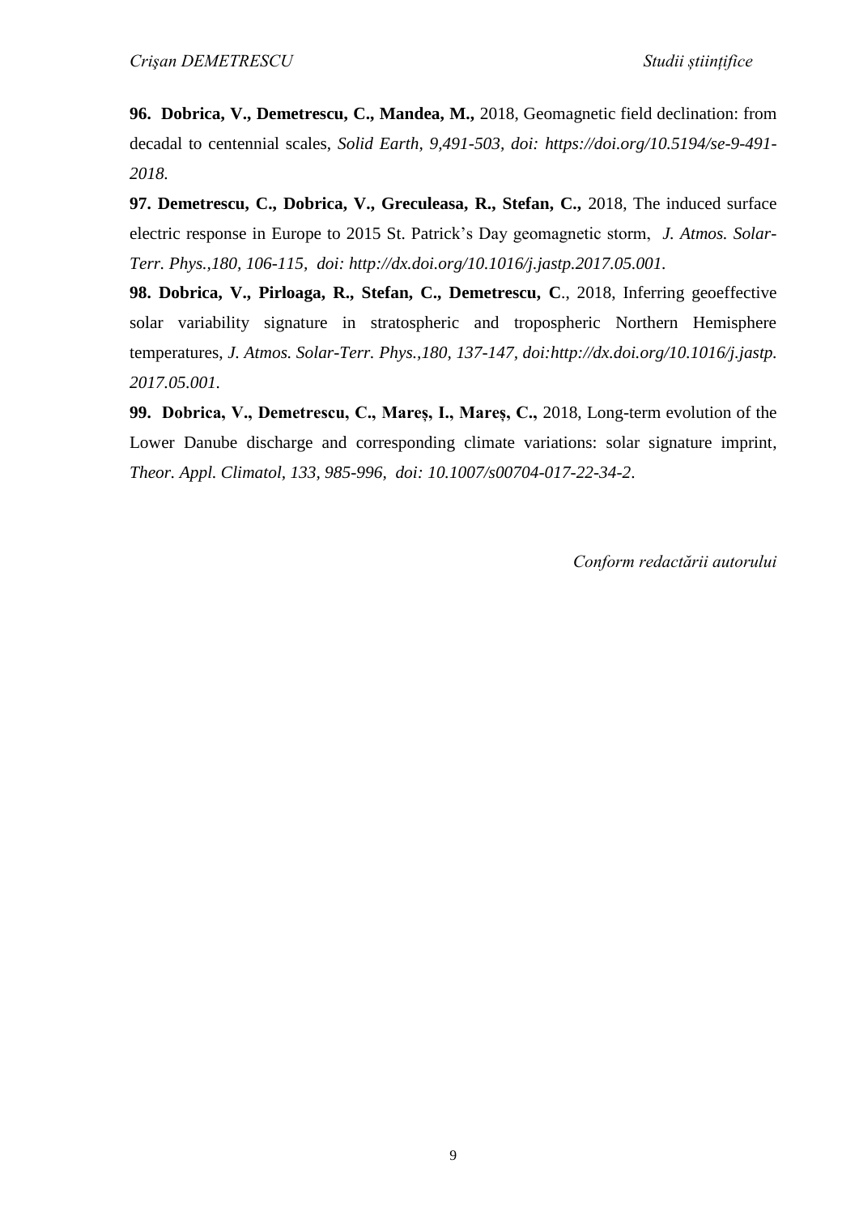**96. Dobrica, V., Demetrescu, C., Mandea, M.,** 2018, Geomagnetic field declination: from decadal to centennial scales, *Solid Earth, 9,491-503, doi: https://doi.org/10.5194/se-9-491-2018.*

**97. Demetrescu, C., Dobrica, V., Greculeasa, R., Stefan, C.,** 2018, The induced surface electric response in Europe to 2015 St. Patrick's Day geomagnetic storm, *J. Atmos. Solar-Terr. Phys.,180, 106-115, doi: http://dx.doi.org/10.1016/j.jastp.2017.05.001.*

**98. Dobrica, V., Pirloaga, R., Stefan, C., Demetrescu, C**., 2018, Inferring geoeffective solar variability signature in stratospheric and tropospheric Northern Hemisphere temperatures, *J. Atmos. Solar-Terr. Phys.,180, 137-147, doi:http://dx.doi.org/10.1016/j.jastp. 2017.05.001.*

**99. Dobrica, V., Demetrescu, C., Mareș, I., Mareș, C.,** 2018, Long-term evolution of the Lower Danube discharge and corresponding climate variations: solar signature imprint, *Theor. Appl. Climatol, 133, 985-996, doi: 10.1007/s00704-017-22-34-2*.

*Conform redactării autorului*